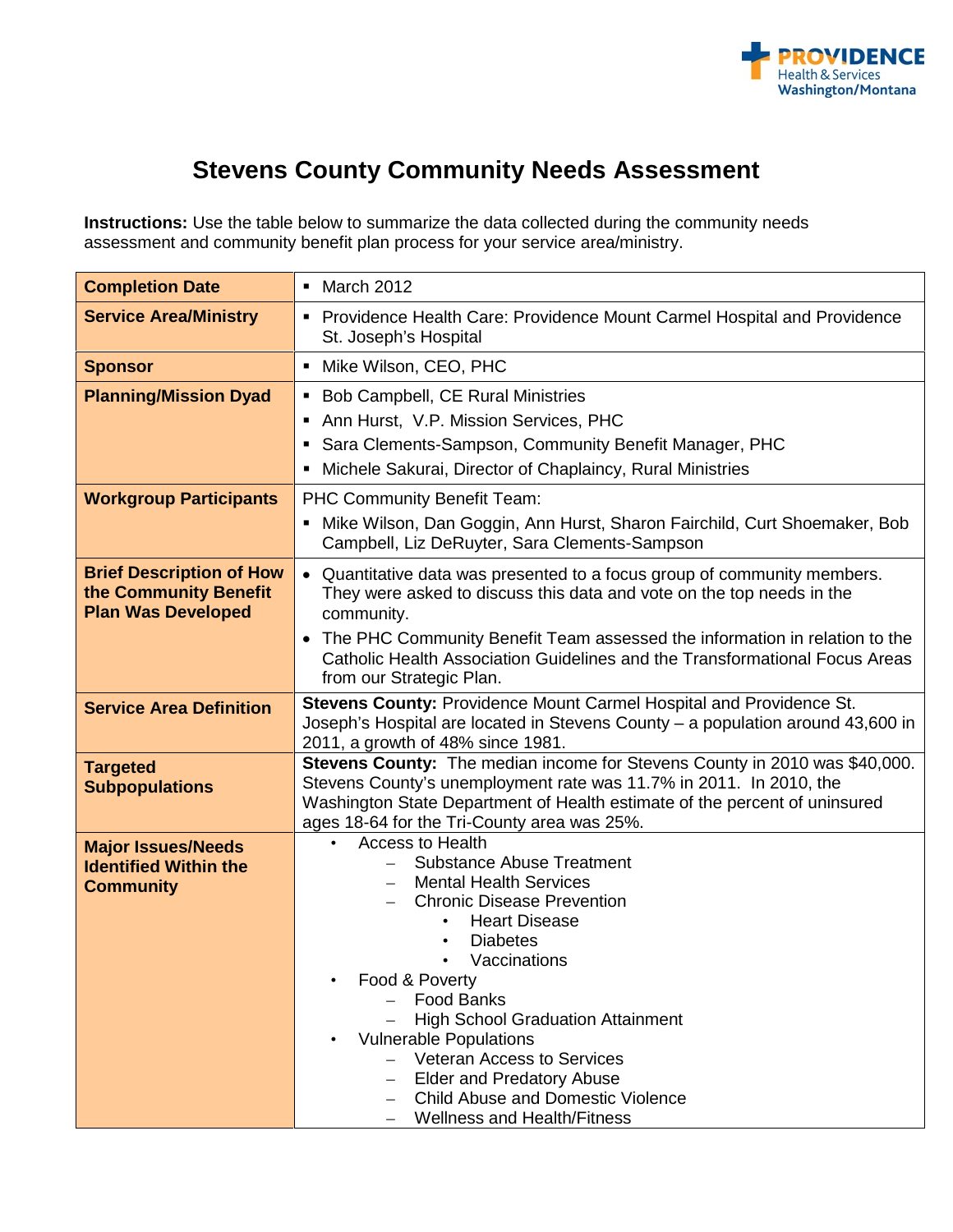# Stevens County Community Needs Assessment

**Instructions:** Use the table below to summarize the data collected during the community needs assessment and community benefit plan process for your service area/ministry.

| | |
|---|---|
| **Completion Date** | ▪ March 2012 |
| **Service Area/Ministry** | ▪ Providence Health Care: Providence Mount Carmel Hospital and Providence St. Joseph's Hospital |
| **Sponsor** | ▪ Mike Wilson, CEO, PHC |
| **Planning/Mission Dyad** | ▪ Bob Campbell, CE Rural Ministries<br>▪ Ann Hurst, V.P. Mission Services, PHC<br>▪ Sara Clements-Sampson, Community Benefit Manager, PHC<br>▪ Michele Sakurai, Director of Chaplaincy, Rural Ministries |
| **Workgroup Participants** | PHC Community Benefit Team:<br>▪ Mike Wilson, Dan Goggin, Ann Hurst, Sharon Fairchild, Curt Shoemaker, Bob Campbell, Liz DeRuyter, Sara Clements-Sampson |
| **Brief Description of How the Community Benefit Plan Was Developed** | • Quantitative data was presented to a focus group of community members. They were asked to discuss this data and vote on the top needs in the community.<br>• The PHC Community Benefit Team assessed the information in relation to the Catholic Health Association Guidelines and the Transformational Focus Areas from our Strategic Plan. |
| **Service Area Definition** | **Stevens County:** Providence Mount Carmel Hospital and Providence St. Joseph's Hospital are located in Stevens County – a population around 43,600 in 2011, a growth of 48% since 1981. |
| **Targeted Subpopulations** | **Stevens County:** The median income for Stevens County in 2010 was $40,000. Stevens County's unemployment rate was 11.7% in 2011. In 2010, the Washington State Department of Health estimate of the percent of uninsured ages 18-64 for the Tri-County area was 25%. |
| **Major Issues/Needs Identified Within the Community** | • Access to Health<br>– Substance Abuse Treatment<br>– Mental Health Services<br>– Chronic Disease Prevention<br>• Heart Disease<br>• Diabetes<br>• Vaccinations<br>• Food & Poverty<br>– Food Banks<br>– High School Graduation Attainment<br>• Vulnerable Populations<br>– Veteran Access to Services<br>– Elder and Predatory Abuse<br>– Child Abuse and Domestic Violence<br>– Wellness and Health/Fitness |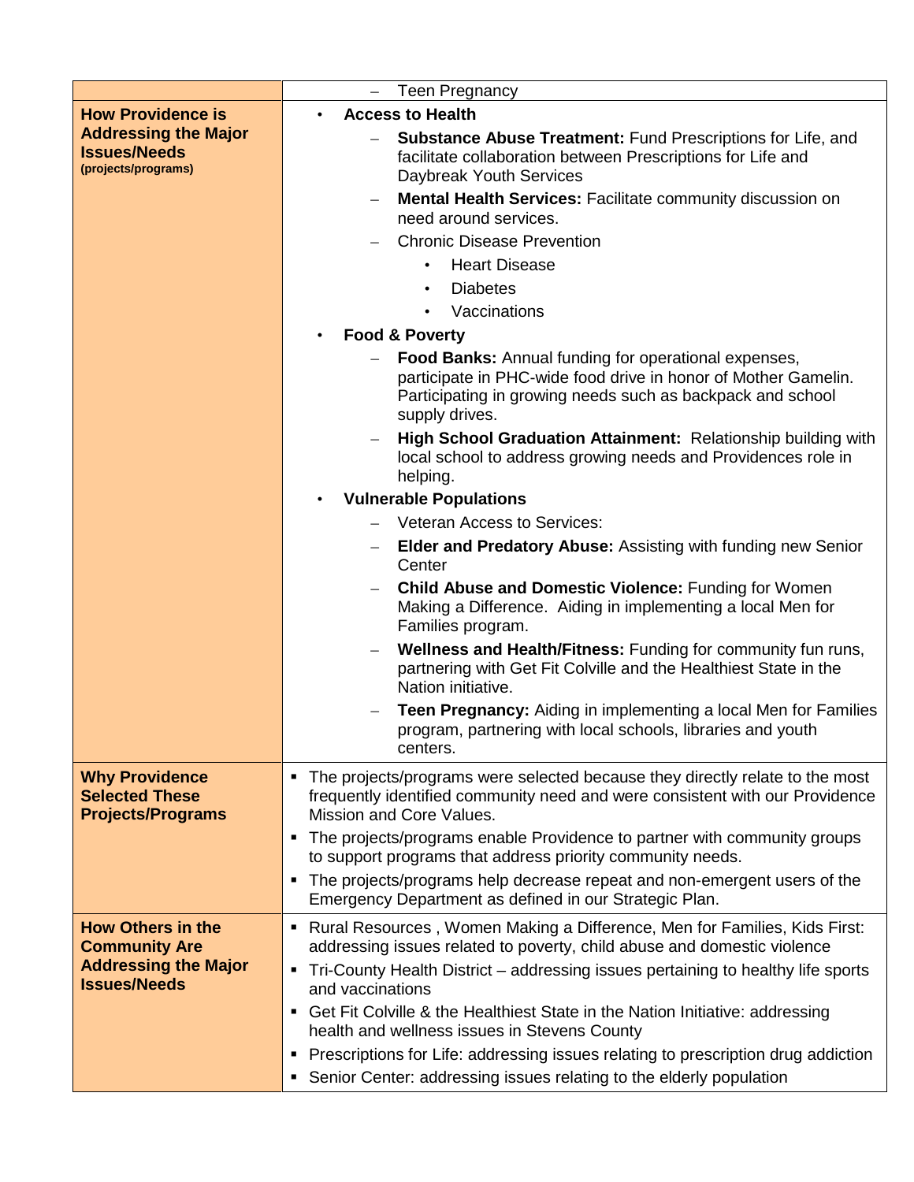| | |
|---|---|
| | – Teen Pregnancy |
| **How Providence is Addressing the Major Issues/Needs** **(projects/programs)** | • **Access to Health**<br>– **Substance Abuse Treatment:** Fund Prescriptions for Life, and facilitate collaboration between Prescriptions for Life and Daybreak Youth Services<br>– **Mental Health Services:** Facilitate community discussion on need around services.<br>– Chronic Disease Prevention<br>• Heart Disease<br>• Diabetes<br>• Vaccinations<br>• **Food & Poverty**<br>– **Food Banks:** Annual funding for operational expenses, participate in PHC-wide food drive in honor of Mother Gamelin. Participating in growing needs such as backpack and school supply drives.<br>– **High School Graduation Attainment:** Relationship building with local school to address growing needs and Providences role in helping.<br>• **Vulnerable Populations**<br>– Veteran Access to Services:<br>– **Elder and Predatory Abuse:** Assisting with funding new Senior Center<br>– **Child Abuse and Domestic Violence:** Funding for Women Making a Difference. Aiding in implementing a local Men for Families program.<br>– **Wellness and Health/Fitness:** Funding for community fun runs, partnering with Get Fit Colville and the Healthiest State in the Nation initiative.<br>– **Teen Pregnancy:** Aiding in implementing a local Men for Families program, partnering with local schools, libraries and youth centers. |
| **Why Providence Selected These Projects/Programs** | ▪ The projects/programs were selected because they directly relate to the most frequently identified community need and were consistent with our Providence Mission and Core Values.<br>▪ The projects/programs enable Providence to partner with community groups to support programs that address priority community needs.<br>▪ The projects/programs help decrease repeat and non-emergent users of the Emergency Department as defined in our Strategic Plan. |
| **How Others in the Community Are Addressing the Major Issues/Needs** | ▪ Rural Resources , Women Making a Difference, Men for Families, Kids First: addressing issues related to poverty, child abuse and domestic violence<br>▪ Tri-County Health District – addressing issues pertaining to healthy life sports and vaccinations<br>▪ Get Fit Colville & the Healthiest State in the Nation Initiative: addressing health and wellness issues in Stevens County<br>▪ Prescriptions for Life: addressing issues relating to prescription drug addiction<br>▪ Senior Center: addressing issues relating to the elderly population |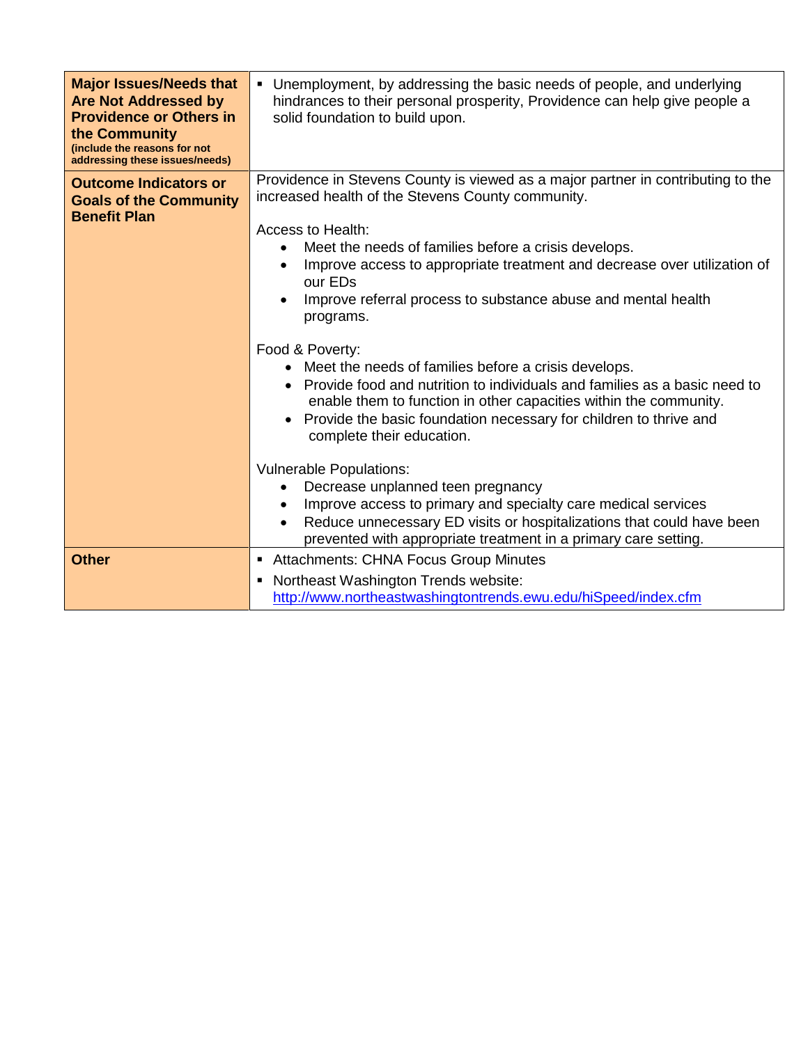| **Major Issues/Needs that Are Not Addressed by Providence or Others in the Community** (include the reasons for not addressing these issues/needs) | ▪ Unemployment, by addressing the basic needs of people, and underlying hindrances to their personal prosperity, Providence can help give people a solid foundation to build upon. |
|---|---|
| **Outcome Indicators or Goals of the Community Benefit Plan** | Providence in Stevens County is viewed as a major partner in contributing to the increased health of the Stevens County community.<br><br>Access to Health:<br>• Meet the needs of families before a crisis develops.<br>• Improve access to appropriate treatment and decrease over utilization of our EDs<br>• Improve referral process to substance abuse and mental health programs.<br><br>Food & Poverty:<br>• Meet the needs of families before a crisis develops.<br>• Provide food and nutrition to individuals and families as a basic need to enable them to function in other capacities within the community.<br>• Provide the basic foundation necessary for children to thrive and complete their education.<br><br>Vulnerable Populations:<br>• Decrease unplanned teen pregnancy<br>• Improve access to primary and specialty care medical services<br>• Reduce unnecessary ED visits or hospitalizations that could have been prevented with appropriate treatment in a primary care setting. |
| **Other** | ▪ Attachments: CHNA Focus Group Minutes<br>▪ Northeast Washington Trends website: http://www.northeastwashingtontrends.ewu.edu/hiSpeed/index.cfm |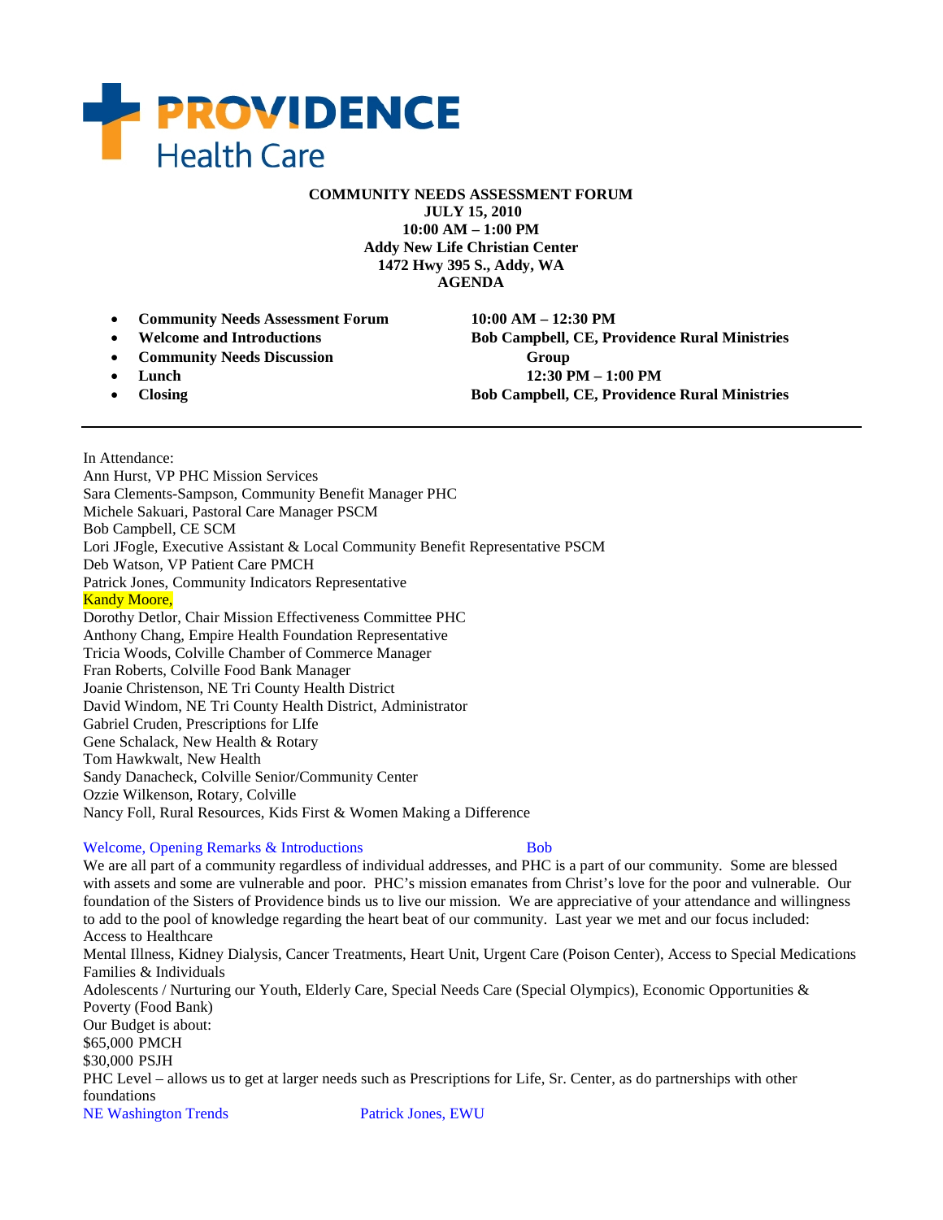PROVIDENCE Health Care

**COMMUNITY NEEDS ASSESSMENT FORUM**
**JULY 15, 2010**
**10:00 AM – 1:00 PM**
**Addy New Life Christian Center**
**1472 Hwy 395 S., Addy, WA**
**AGENDA**

| | |
|---|---|
| • **Community Needs Assessment Forum** | **10:00 AM – 12:30 PM** |
| • **Welcome and Introductions** | **Bob Campbell, CE, Providence Rural Ministries** |
| • **Community Needs Discussion** | **Group** |
| • **Lunch** | **12:30 PM – 1:00 PM** |
| • **Closing** | **Bob Campbell, CE, Providence Rural Ministries** |

---

In Attendance:
Ann Hurst, VP PHC Mission Services
Sara Clements-Sampson, Community Benefit Manager PHC
Michele Sakuari, Pastoral Care Manager PSCM
Bob Campbell, CE SCM
Lori JFogle, Executive Assistant & Local Community Benefit Representative PSCM
Deb Watson, VP Patient Care PMCH
Patrick Jones, Community Indicators Representative
Kandy Moore,
Dorothy Detlor, Chair Mission Effectiveness Committee PHC
Anthony Chang, Empire Health Foundation Representative
Tricia Woods, Colville Chamber of Commerce Manager
Fran Roberts, Colville Food Bank Manager
Joanie Christenson, NE Tri County Health District
David Windom, NE Tri County Health District, Administrator
Gabriel Cruden, Prescriptions for LIfe
Gene Schalack, New Health & Rotary
Tom Hawkwalt, New Health
Sandy Danacheck, Colville Senior/Community Center
Ozzie Wilkenson, Rotary, Colville
Nancy Foll, Rural Resources, Kids First & Women Making a Difference

Welcome, Opening Remarks & Introductions — Bob

We are all part of a community regardless of individual addresses, and PHC is a part of our community. Some are blessed with assets and some are vulnerable and poor. PHC's mission emanates from Christ's love for the poor and vulnerable. Our foundation of the Sisters of Providence binds us to live our mission. We are appreciative of your attendance and willingness to add to the pool of knowledge regarding the heart beat of our community. Last year we met and our focus included:
Access to Healthcare
Mental Illness, Kidney Dialysis, Cancer Treatments, Heart Unit, Urgent Care (Poison Center), Access to Special Medications
Families & Individuals
Adolescents / Nurturing our Youth, Elderly Care, Special Needs Care (Special Olympics), Economic Opportunities & Poverty (Food Bank)
Our Budget is about:
$65,000 PMCH
$30,000 PSJH
PHC Level – allows us to get at larger needs such as Prescriptions for Life, Sr. Center, as do partnerships with other foundations

NE Washington Trends — Patrick Jones, EWU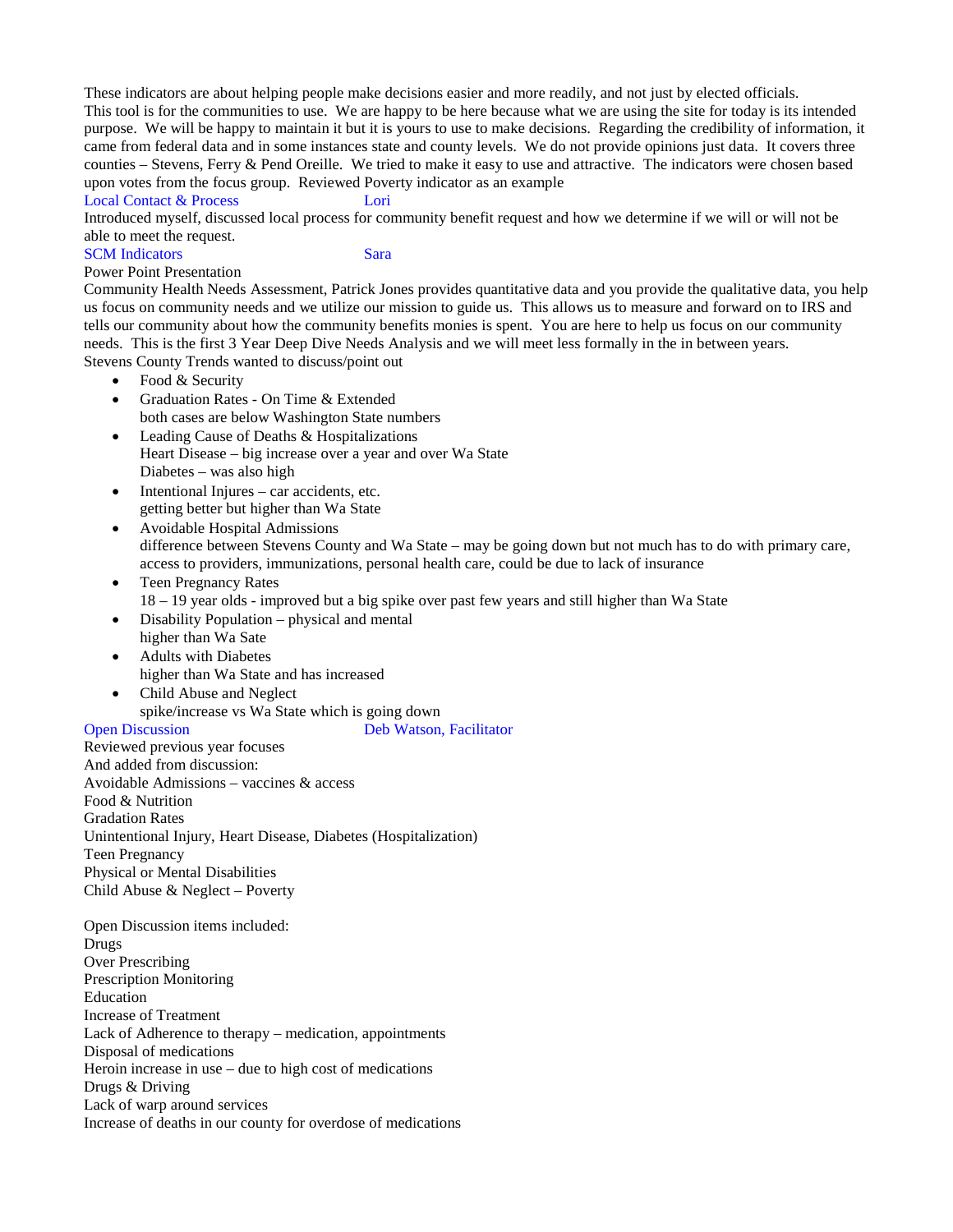These indicators are about helping people make decisions easier and more readily, and not just by elected officials. This tool is for the communities to use. We are happy to be here because what we are using the site for today is its intended purpose. We will be happy to maintain it but it is yours to use to make decisions. Regarding the credibility of information, it came from federal data and in some instances state and county levels. We do not provide opinions just data. It covers three counties – Stevens, Ferry & Pend Oreille. We tried to make it easy to use and attractive. The indicators were chosen based upon votes from the focus group. Reviewed Poverty indicator as an example

Local Contact & Process  Lori

Introduced myself, discussed local process for community benefit request and how we determine if we will or will not be able to meet the request.

SCM Indicators  Sara

Power Point Presentation

Community Health Needs Assessment, Patrick Jones provides quantitative data and you provide the qualitative data, you help us focus on community needs and we utilize our mission to guide us. This allows us to measure and forward on to IRS and tells our community about how the community benefits monies is spent. You are here to help us focus on our community needs. This is the first 3 Year Deep Dive Needs Analysis and we will meet less formally in the in between years.

Stevens County Trends wanted to discuss/point out

- Food & Security
- Graduation Rates - On Time & Extended
  both cases are below Washington State numbers
- Leading Cause of Deaths & Hospitalizations
  Heart Disease – big increase over a year and over Wa State
  Diabetes – was also high
- Intentional Injures – car accidents, etc.
  getting better but higher than Wa State
- Avoidable Hospital Admissions
  difference between Stevens County and Wa State – may be going down but not much has to do with primary care, access to providers, immunizations, personal health care, could be due to lack of insurance
- Teen Pregnancy Rates
  18 – 19 year olds - improved but a big spike over past few years and still higher than Wa State
- Disability Population – physical and mental
  higher than Wa Sate
- Adults with Diabetes
  higher than Wa State and has increased
- Child Abuse and Neglect
  spike/increase vs Wa State which is going down

Open Discussion  Deb Watson, Facilitator

Reviewed previous year focuses
And added from discussion:
Avoidable Admissions – vaccines & access
Food & Nutrition
Gradation Rates
Unintentional Injury, Heart Disease, Diabetes (Hospitalization)
Teen Pregnancy
Physical or Mental Disabilities
Child Abuse & Neglect – Poverty

Open Discussion items included:
Drugs
Over Prescribing
Prescription Monitoring
Education
Increase of Treatment
Lack of Adherence to therapy – medication, appointments
Disposal of medications
Heroin increase in use – due to high cost of medications
Drugs & Driving
Lack of warp around services
Increase of deaths in our county for overdose of medications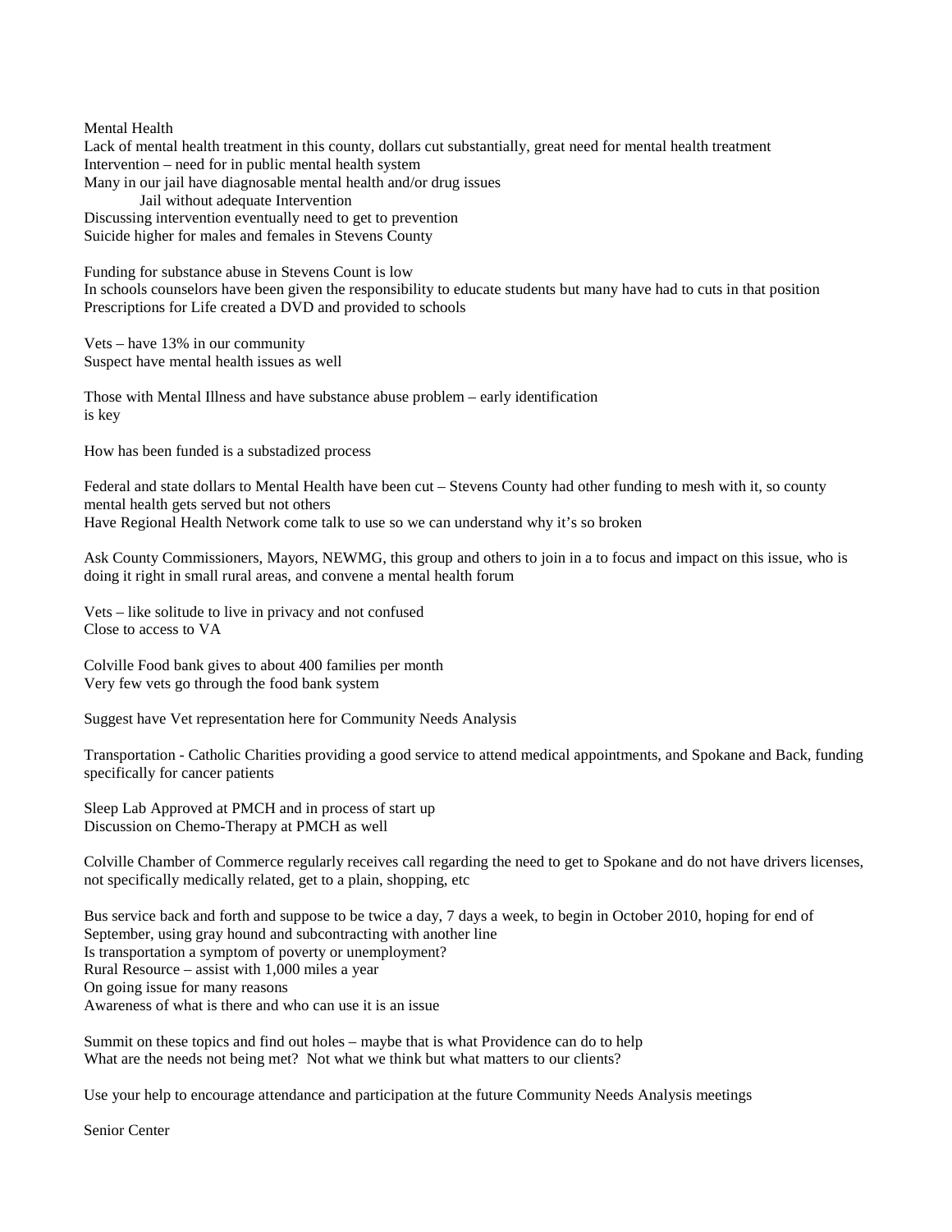Mental Health

Lack of mental health treatment in this county, dollars cut substantially, great need for mental health treatment
Intervention – need for in public mental health system
Many in our jail have diagnosable mental health and/or drug issues

 Jail without adequate Intervention

Discussing intervention eventually need to get to prevention
Suicide higher for males and females in Stevens County

Funding for substance abuse in Stevens Count is low
In schools counselors have been given the responsibility to educate students but many have had to cuts in that position
Prescriptions for Life created a DVD and provided to schools

Vets – have 13% in our community
Suspect have mental health issues as well

Those with Mental Illness and have substance abuse problem – early identification is key

How has been funded is a substadized process

Federal and state dollars to Mental Health have been cut – Stevens County had other funding to mesh with it, so county mental health gets served but not others
Have Regional Health Network come talk to use so we can understand why it's so broken

Ask County Commissioners, Mayors, NEWMG, this group and others to join in a to focus and impact on this issue, who is doing it right in small rural areas, and convene a mental health forum

Vets – like solitude to live in privacy and not confused
Close to access to VA

Colville Food bank gives to about 400 families per month
Very few vets go through the food bank system

Suggest have Vet representation here for Community Needs Analysis

Transportation - Catholic Charities providing a good service to attend medical appointments, and Spokane and Back, funding specifically for cancer patients

Sleep Lab Approved at PMCH and in process of start up
Discussion on Chemo-Therapy at PMCH as well

Colville Chamber of Commerce regularly receives call regarding the need to get to Spokane and do not have drivers licenses, not specifically medically related, get to a plain, shopping, etc

Bus service back and forth and suppose to be twice a day, 7 days a week, to begin in October 2010, hoping for end of September, using gray hound and subcontracting with another line
Is transportation a symptom of poverty or unemployment?
Rural Resource – assist with 1,000 miles a year
On going issue for many reasons
Awareness of what is there and who can use it is an issue

Summit on these topics and find out holes – maybe that is what Providence can do to help
What are the needs not being met? Not what we think but what matters to our clients?

Use your help to encourage attendance and participation at the future Community Needs Analysis meetings

Senior Center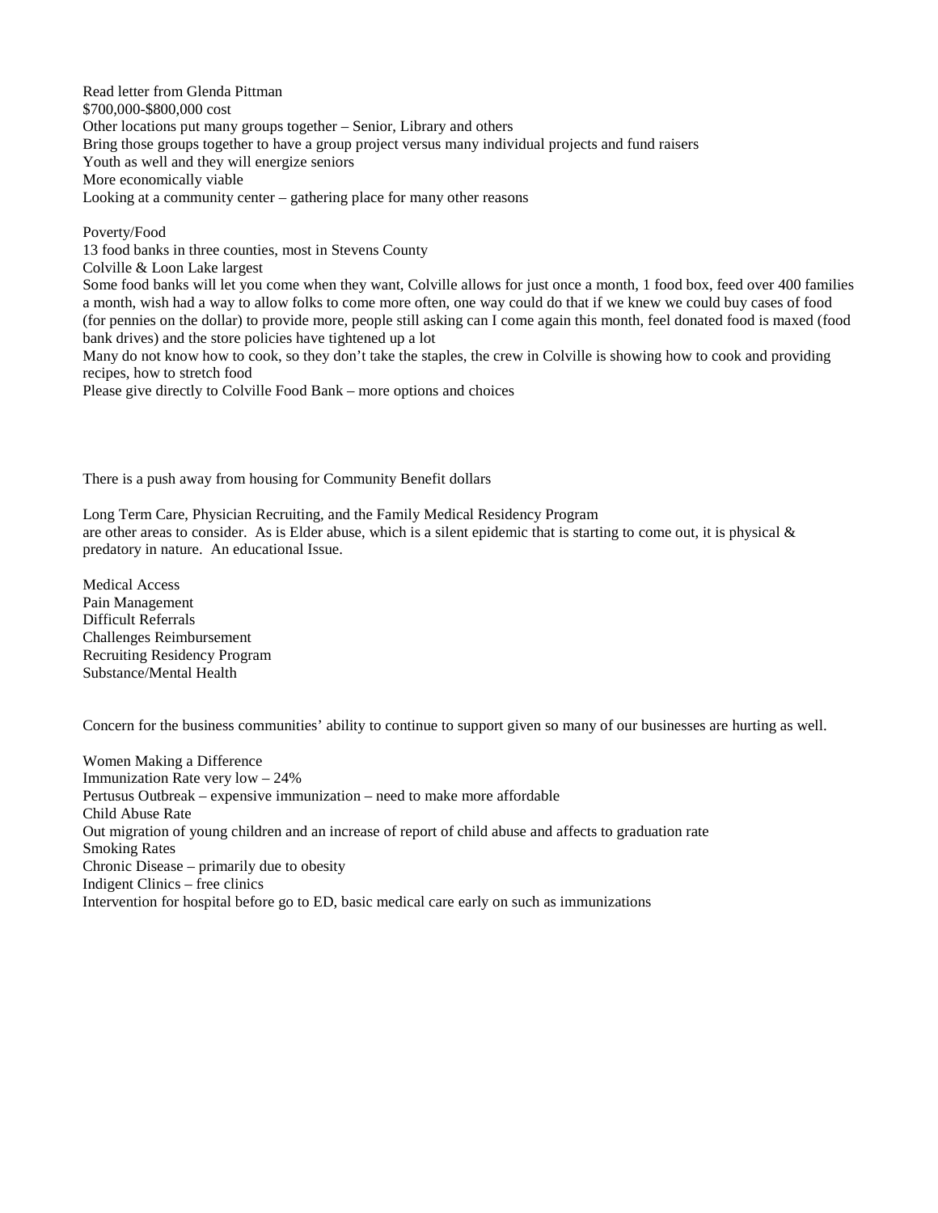Read letter from Glenda Pittman
$700,000-$800,000 cost
Other locations put many groups together – Senior, Library and others
Bring those groups together to have a group project versus many individual projects and fund raisers
Youth as well and they will energize seniors
More economically viable
Looking at a community center – gathering place for many other reasons

Poverty/Food
13 food banks in three counties, most in Stevens County
Colville & Loon Lake largest
Some food banks will let you come when they want, Colville allows for just once a month, 1 food box, feed over 400 families a month, wish had a way to allow folks to come more often, one way could do that if we knew we could buy cases of food (for pennies on the dollar) to provide more, people still asking can I come again this month, feel donated food is maxed (food bank drives) and the store policies have tightened up a lot
Many do not know how to cook, so they don't take the staples, the crew in Colville is showing how to cook and providing recipes, how to stretch food
Please give directly to Colville Food Bank – more options and choices

There is a push away from housing for Community Benefit dollars

Long Term Care, Physician Recruiting, and the Family Medical Residency Program
are other areas to consider. As is Elder abuse, which is a silent epidemic that is starting to come out, it is physical & predatory in nature. An educational Issue.

Medical Access
Pain Management
Difficult Referrals
Challenges Reimbursement
Recruiting Residency Program
Substance/Mental Health

Concern for the business communities' ability to continue to support given so many of our businesses are hurting as well.

Women Making a Difference
Immunization Rate very low – 24%
Pertusus Outbreak – expensive immunization – need to make more affordable
Child Abuse Rate
Out migration of young children and an increase of report of child abuse and affects to graduation rate
Smoking Rates
Chronic Disease – primarily due to obesity
Indigent Clinics – free clinics
Intervention for hospital before go to ED, basic medical care early on such as immunizations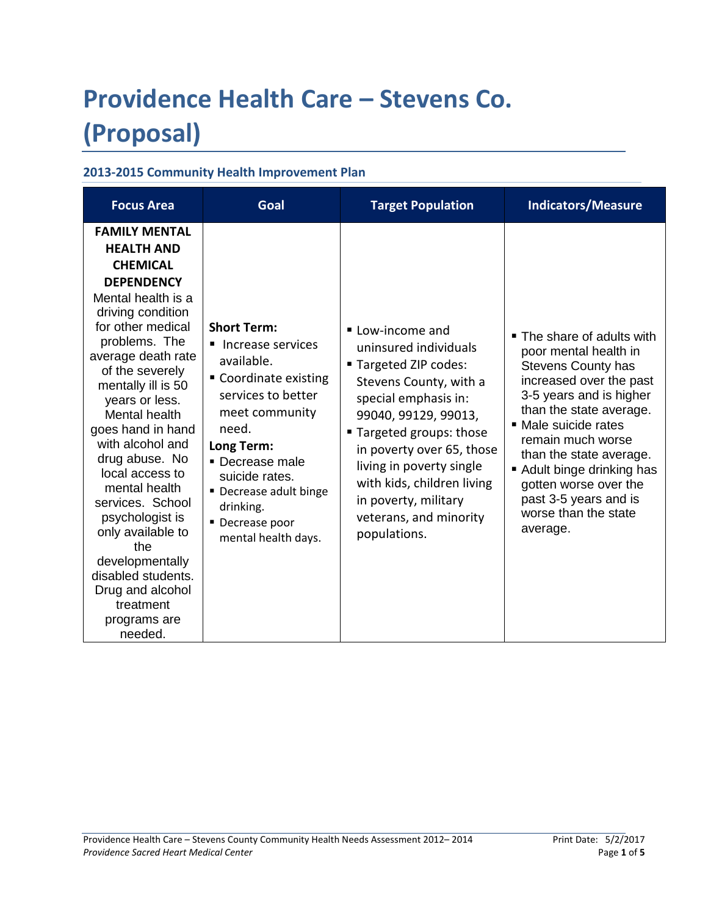# Providence Health Care – Stevens Co. (Proposal)

## 2013-2015 Community Health Improvement Plan

| Focus Area | Goal | Target Population | Indicators/Measure |
|---|---|---|---|
| **FAMILY MENTAL HEALTH AND CHEMICAL DEPENDENCY** Mental health is a driving condition for other medical problems. The average death rate of the severely mentally ill is 50 years or less. Mental health goes hand in hand with alcohol and drug abuse. No local access to mental health services. School psychologist is only available to the developmentally disabled students. Drug and alcohol treatment programs are needed. | **Short Term:** ▪ Increase services available. ▪ Coordinate existing services to better meet community need. **Long Term:** ▪ Decrease male suicide rates. ▪ Decrease adult binge drinking. ▪ Decrease poor mental health days. | ▪ Low-income and uninsured individuals ▪ Targeted ZIP codes: Stevens County, with a special emphasis in: 99040, 99129, 99013, ▪ Targeted groups: those in poverty over 65, those living in poverty single with kids, children living in poverty, military veterans, and minority populations. | ▪ The share of adults with poor mental health in Stevens County has increased over the past 3-5 years and is higher than the state average. ▪ Male suicide rates remain much worse than the state average. ▪ Adult binge drinking has gotten worse over the past 3-5 years and is worse than the state average. |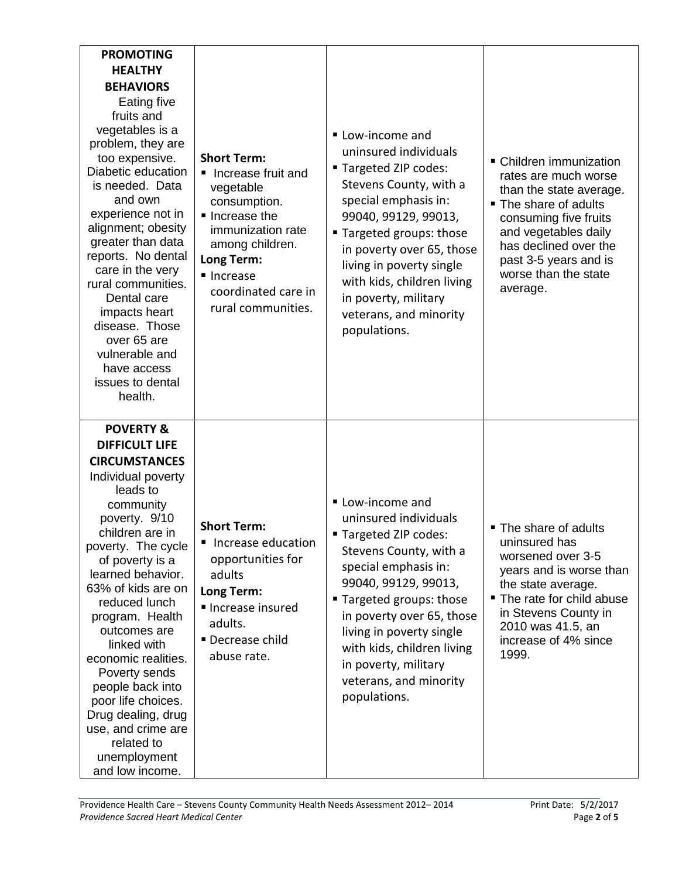| | | | |
|---|---|---|---|
| **PROMOTING HEALTHY BEHAVIORS** Eating five fruits and vegetables is a problem, they are too expensive. Diabetic education is needed. Data and own experience not in alignment; obesity greater than data reports. No dental care in the very rural communities. Dental care impacts heart disease. Those over 65 are vulnerable and have access issues to dental health. | **Short Term:**<br>▪ Increase fruit and vegetable consumption.<br>▪ Increase the immunization rate among children.<br>**Long Term:**<br>▪ Increase coordinated care in rural communities. | ▪ Low-income and uninsured individuals<br>▪ Targeted ZIP codes: Stevens County, with a special emphasis in: 99040, 99129, 99013,<br>▪ Targeted groups: those in poverty over 65, those living in poverty single with kids, children living in poverty, military veterans, and minority populations. | ▪ Children immunization rates are much worse than the state average.<br>▪ The share of adults consuming five fruits and vegetables daily has declined over the past 3-5 years and is worse than the state average. |
| **POVERTY & DIFFICULT LIFE CIRCUMSTANCES** Individual poverty leads to community poverty. 9/10 children are in poverty. The cycle of poverty is a learned behavior. 63% of kids are on reduced lunch program. Health outcomes are linked with economic realities. Poverty sends people back into poor life choices. Drug dealing, drug use, and crime are related to unemployment and low income. | **Short Term:**<br>▪ Increase education opportunities for adults<br>**Long Term:**<br>▪ Increase insured adults.<br>▪ Decrease child abuse rate. | ▪ Low-income and uninsured individuals<br>▪ Targeted ZIP codes: Stevens County, with a special emphasis in: 99040, 99129, 99013,<br>▪ Targeted groups: those in poverty over 65, those living in poverty single with kids, children living in poverty, military veterans, and minority populations. | ▪ The share of adults uninsured has worsened over 3-5 years and is worse than the state average.<br>▪ The rate for child abuse in Stevens County in 2010 was 41.5, an increase of 4% since 1999. |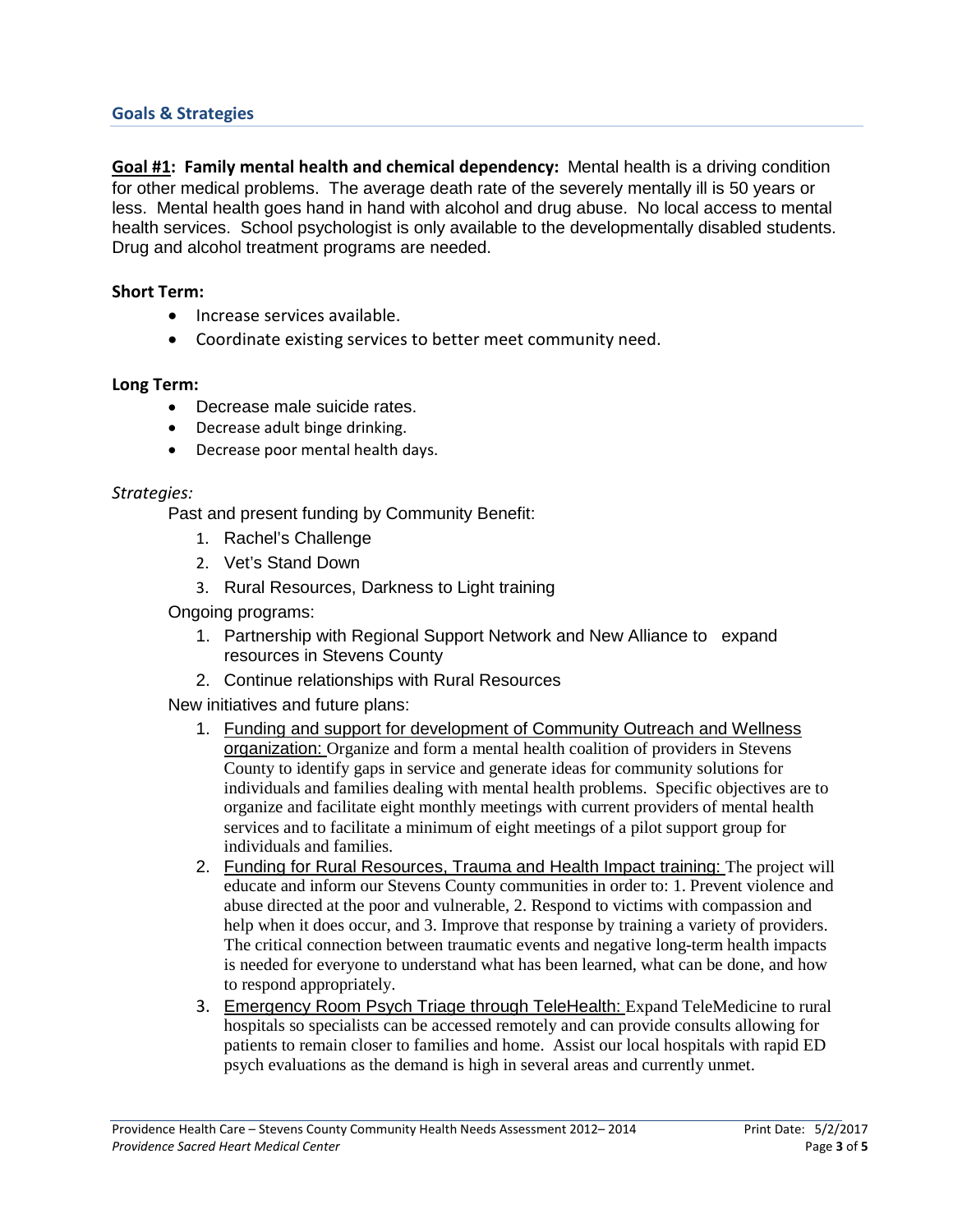## Goals & Strategies

**Goal #1: Family mental health and chemical dependency:** Mental health is a driving condition for other medical problems. The average death rate of the severely mentally ill is 50 years or less. Mental health goes hand in hand with alcohol and drug abuse. No local access to mental health services. School psychologist is only available to the developmentally disabled students. Drug and alcohol treatment programs are needed.

**Short Term:**

- Increase services available.
- Coordinate existing services to better meet community need.

**Long Term:**

- Decrease male suicide rates.
- Decrease adult binge drinking.
- Decrease poor mental health days.

*Strategies:*

Past and present funding by Community Benefit:

1. Rachel's Challenge
2. Vet's Stand Down
3. Rural Resources, Darkness to Light training

Ongoing programs:

1. Partnership with Regional Support Network and New Alliance to expand resources in Stevens County
2. Continue relationships with Rural Resources

New initiatives and future plans:

1. Funding and support for development of Community Outreach and Wellness organization: Organize and form a mental health coalition of providers in Stevens County to identify gaps in service and generate ideas for community solutions for individuals and families dealing with mental health problems. Specific objectives are to organize and facilitate eight monthly meetings with current providers of mental health services and to facilitate a minimum of eight meetings of a pilot support group for individuals and families.
2. Funding for Rural Resources, Trauma and Health Impact training: The project will educate and inform our Stevens County communities in order to: 1. Prevent violence and abuse directed at the poor and vulnerable, 2. Respond to victims with compassion and help when it does occur, and 3. Improve that response by training a variety of providers. The critical connection between traumatic events and negative long-term health impacts is needed for everyone to understand what has been learned, what can be done, and how to respond appropriately.
3. Emergency Room Psych Triage through TeleHealth: Expand TeleMedicine to rural hospitals so specialists can be accessed remotely and can provide consults allowing for patients to remain closer to families and home. Assist our local hospitals with rapid ED psych evaluations as the demand is high in several areas and currently unmet.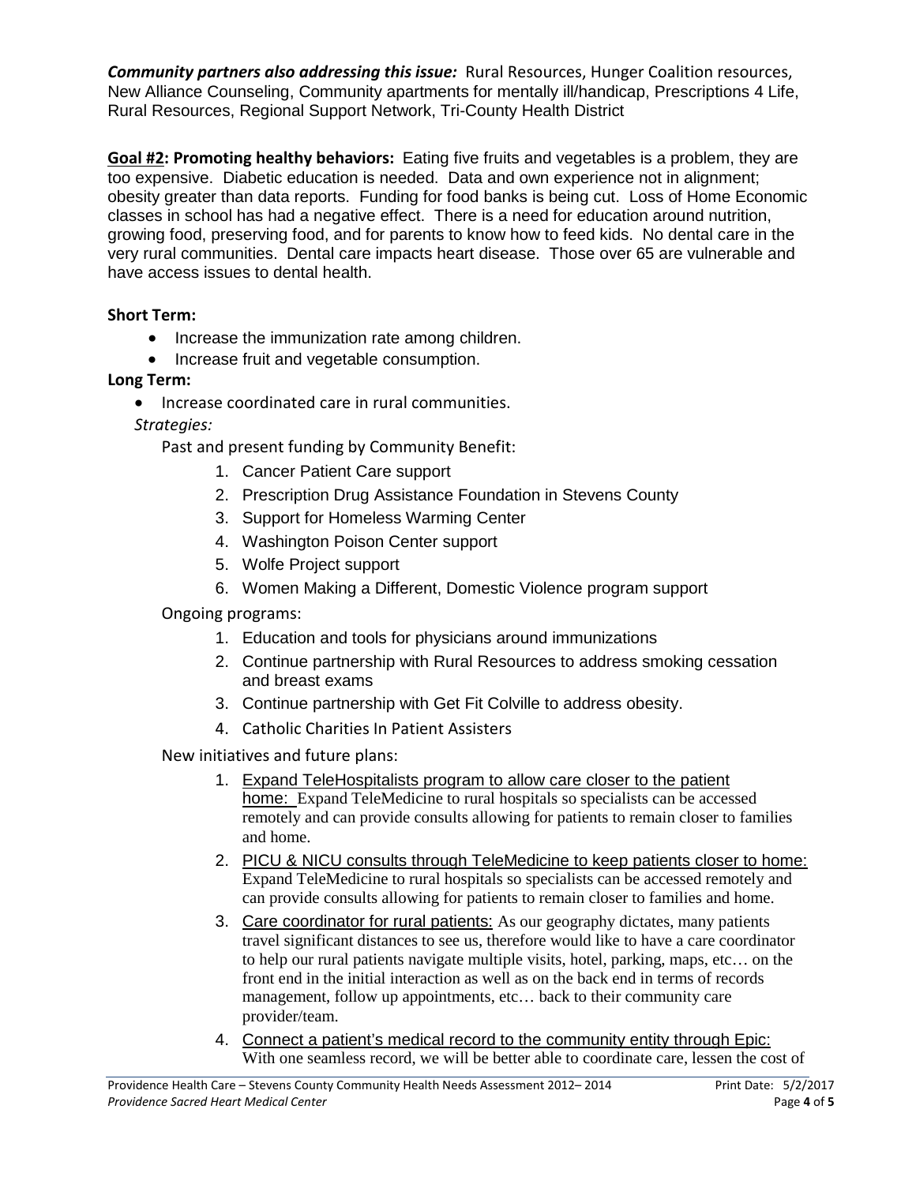***Community partners also addressing this issue:*** Rural Resources, Hunger Coalition resources, New Alliance Counseling, Community apartments for mentally ill/handicap, Prescriptions 4 Life, Rural Resources, Regional Support Network, Tri-County Health District

**Goal #2: Promoting healthy behaviors:** Eating five fruits and vegetables is a problem, they are too expensive. Diabetic education is needed. Data and own experience not in alignment; obesity greater than data reports. Funding for food banks is being cut. Loss of Home Economic classes in school has had a negative effect. There is a need for education around nutrition, growing food, preserving food, and for parents to know how to feed kids. No dental care in the very rural communities. Dental care impacts heart disease. Those over 65 are vulnerable and have access issues to dental health.

**Short Term:**

- Increase the immunization rate among children.
- Increase fruit and vegetable consumption.

**Long Term:**

- Increase coordinated care in rural communities.

*Strategies:*

Past and present funding by Community Benefit:

1. Cancer Patient Care support
2. Prescription Drug Assistance Foundation in Stevens County
3. Support for Homeless Warming Center
4. Washington Poison Center support
5. Wolfe Project support
6. Women Making a Different, Domestic Violence program support

Ongoing programs:

1. Education and tools for physicians around immunizations
2. Continue partnership with Rural Resources to address smoking cessation and breast exams
3. Continue partnership with Get Fit Colville to address obesity.
4. Catholic Charities In Patient Assisters

New initiatives and future plans:

1. Expand TeleHospitalists program to allow care closer to the patient home: Expand TeleMedicine to rural hospitals so specialists can be accessed remotely and can provide consults allowing for patients to remain closer to families and home.
2. PICU & NICU consults through TeleMedicine to keep patients closer to home: Expand TeleMedicine to rural hospitals so specialists can be accessed remotely and can provide consults allowing for patients to remain closer to families and home.
3. Care coordinator for rural patients: As our geography dictates, many patients travel significant distances to see us, therefore would like to have a care coordinator to help our rural patients navigate multiple visits, hotel, parking, maps, etc… on the front end in the initial interaction as well as on the back end in terms of records management, follow up appointments, etc… back to their community care provider/team.
4. Connect a patient's medical record to the community entity through Epic: With one seamless record, we will be better able to coordinate care, lessen the cost of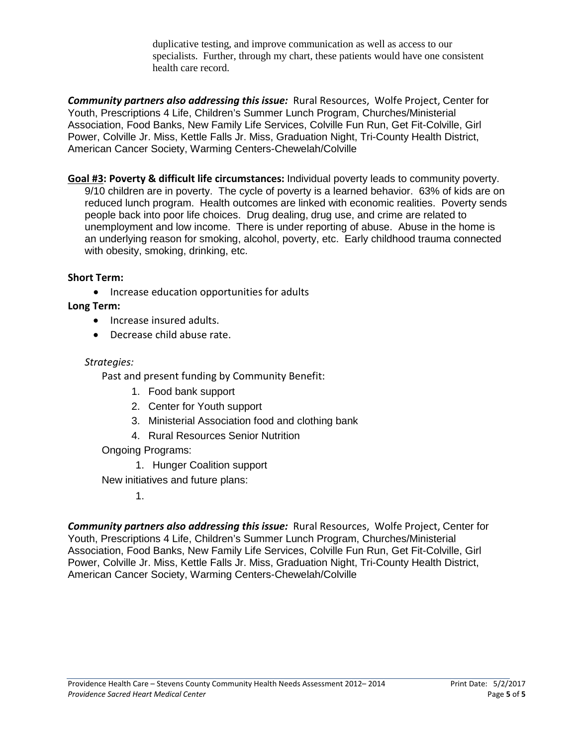duplicative testing, and improve communication as well as access to our specialists. Further, through my chart, these patients would have one consistent health care record.

***Community partners also addressing this issue:*** Rural Resources, Wolfe Project, Center for Youth, Prescriptions 4 Life, Children's Summer Lunch Program, Churches/Ministerial Association, Food Banks, New Family Life Services, Colville Fun Run, Get Fit-Colville, Girl Power, Colville Jr. Miss, Kettle Falls Jr. Miss, Graduation Night, Tri-County Health District, American Cancer Society, Warming Centers-Chewelah/Colville

**Goal #3: Poverty & difficult life circumstances:** Individual poverty leads to community poverty. 9/10 children are in poverty. The cycle of poverty is a learned behavior. 63% of kids are on reduced lunch program. Health outcomes are linked with economic realities. Poverty sends people back into poor life choices. Drug dealing, drug use, and crime are related to unemployment and low income. There is under reporting of abuse. Abuse in the home is an underlying reason for smoking, alcohol, poverty, etc. Early childhood trauma connected with obesity, smoking, drinking, etc.

**Short Term:**

- Increase education opportunities for adults

**Long Term:**

- Increase insured adults.
- Decrease child abuse rate.

*Strategies:*

Past and present funding by Community Benefit:

1. Food bank support
2. Center for Youth support
3. Ministerial Association food and clothing bank
4. Rural Resources Senior Nutrition

Ongoing Programs:

1. Hunger Coalition support

New initiatives and future plans:

1.

***Community partners also addressing this issue:*** Rural Resources, Wolfe Project, Center for Youth, Prescriptions 4 Life, Children's Summer Lunch Program, Churches/Ministerial Association, Food Banks, New Family Life Services, Colville Fun Run, Get Fit-Colville, Girl Power, Colville Jr. Miss, Kettle Falls Jr. Miss, Graduation Night, Tri-County Health District, American Cancer Society, Warming Centers-Chewelah/Colville